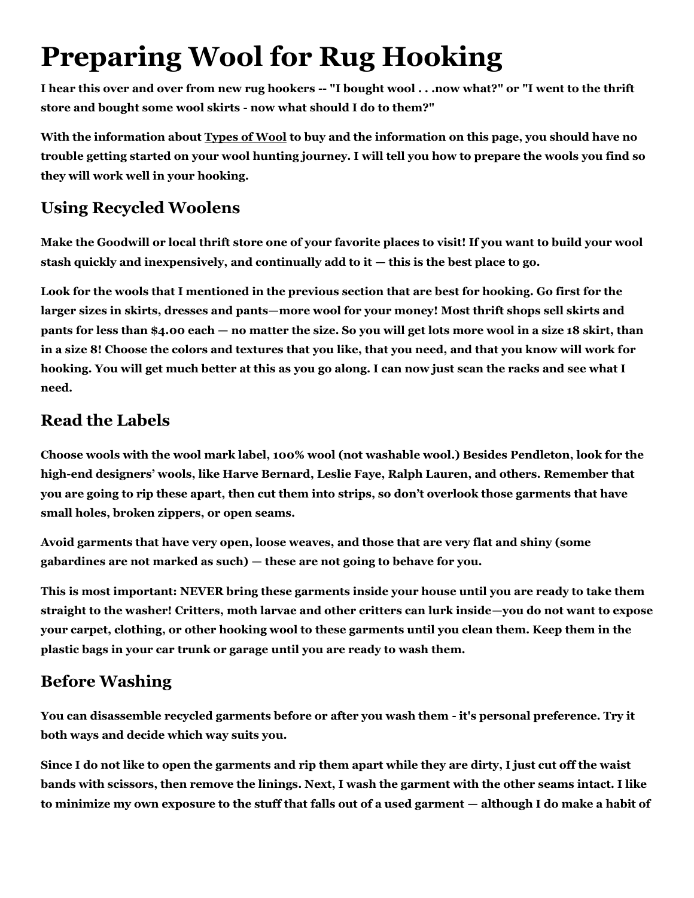# Preparing Wool for Rug Hooking

**I hear this over and over from new rug hookers -- "I bought wool . . .now what?" or "I went to the thrift store and bought some wool skirts - now what should I do to them?"**

**With the information about Types of Wool to buy and the information on this page, you should have no trouble getting started on your wool hunting journey. I will tell you how to prepare the wools you find so they will work well in your hooking.**

## Using Recycled Woolens

**Make the Goodwill or local thrift store one of your favorite places to visit! If you want to build your wool stash quickly and inexpensively, and continually add to it — this is the best place to go.**

**Look for the wools that I mentioned in the previous section that are best for hooking. Go first for the larger sizes in skirts, dresses and pants—more wool for your money! Most thrift shops sell skirts and pants for less than $4.00 each — no matter the size. So you will get lots more wool in a size 18 skirt, than in a size 8! Choose the colors and textures that you like, that you need, and that you know will work for hooking. You will get much better at this as you go along. I can now just scan the racks and see what I need.**

## Read the Labels

**Choose wools with the wool mark label, 100% wool (not washable wool.) Besides Pendleton, look for the high-end designers' wools, like Harve Bernard, Leslie Faye, Ralph Lauren, and others. Remember that you are going to rip these apart, then cut them into strips, so don't overlook those garments that have small holes, broken zippers, or open seams.**

**Avoid garments that have very open, loose weaves, and those that are very flat and shiny (some gabardines are not marked as such) — these are not going to behave for you.**

**This is most important: NEVER bring these garments inside your house until you are ready to take them straight to the washer! Critters, moth larvae and other critters can lurk inside—you do not want to expose your carpet, clothing, or other hooking wool to these garments until you clean them. Keep them in the plastic bags in your car trunk or garage until you are ready to wash them.**

## Before Washing

**You can disassemble recycled garments before or after you wash them - it's personal preference. Try it both ways and decide which way suits you.**

**Since I do not like to open the garments and rip them apart while they are dirty, I just cut off the waist bands with scissors, then remove the linings. Next, I wash the garment with the other seams intact. I like to minimize my own exposure to the stuff that falls out of a used garment — although I do make a habit of**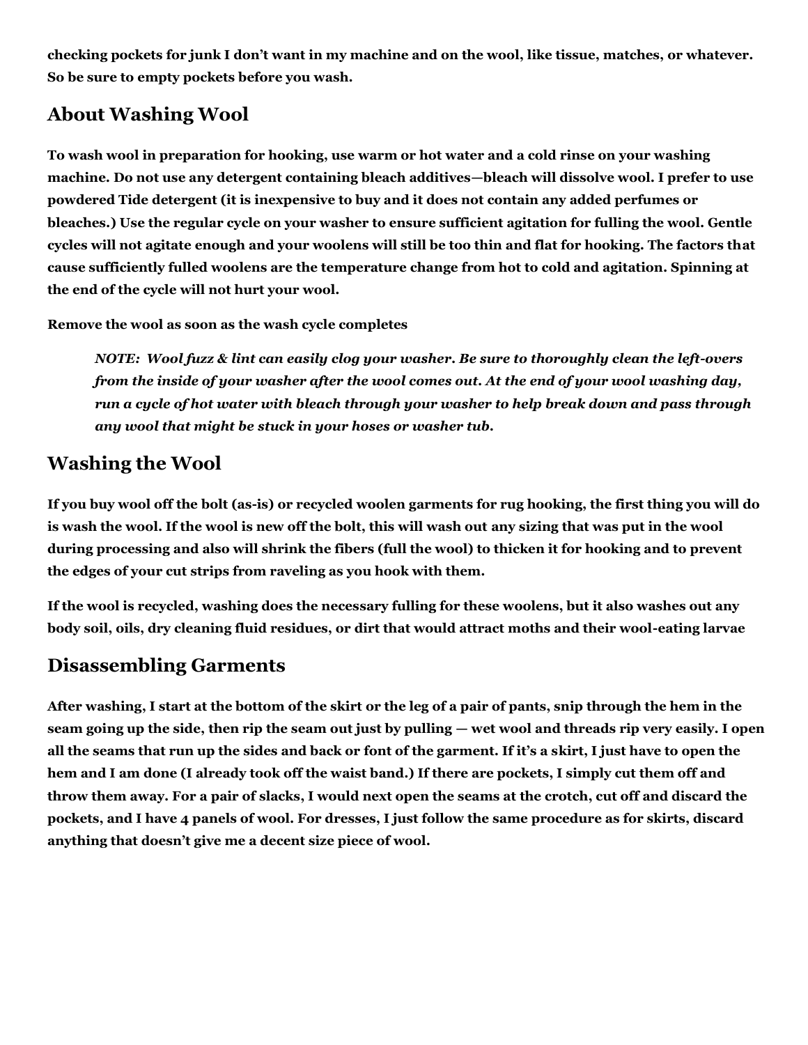**checking pockets for junk I don't want in my machine and on the wool, like tissue, matches, or whatever. So be sure to empty pockets before you wash.**

## About Washing Wool

**To wash wool in preparation for hooking, use warm or hot water and a cold rinse on your washing machine. Do not use any detergent containing bleach additives—bleach will dissolve wool. I prefer to use powdered Tide detergent (it is inexpensive to buy and it does not contain any added perfumes or bleaches.) Use the regular cycle on your washer to ensure sufficient agitation for fulling the wool. Gentle cycles will not agitate enough and your woolens will still be too thin and flat for hooking. The factors that cause sufficiently fulled woolens are the temperature change from hot to cold and agitation. Spinning at the end of the cycle will not hurt your wool.**

**Remove the wool as soon as the wash cycle completes**

> ***NOTE: Wool fuzz & lint can easily clog your washer. Be sure to thoroughly clean the left-overs from the inside of your washer after the wool comes out. At the end of your wool washing day, run a cycle of hot water with bleach through your washer to help break down and pass through any wool that might be stuck in your hoses or washer tub.***

## Washing the Wool

**If you buy wool off the bolt (as-is) or recycled woolen garments for rug hooking, the first thing you will do is wash the wool. If the wool is new off the bolt, this will wash out any sizing that was put in the wool during processing and also will shrink the fibers (full the wool) to thicken it for hooking and to prevent the edges of your cut strips from raveling as you hook with them.**

**If the wool is recycled, washing does the necessary fulling for these woolens, but it also washes out any body soil, oils, dry cleaning fluid residues, or dirt that would attract moths and their wool-eating larvae**

## Disassembling Garments

**After washing, I start at the bottom of the skirt or the leg of a pair of pants, snip through the hem in the seam going up the side, then rip the seam out just by pulling — wet wool and threads rip very easily. I open all the seams that run up the sides and back or font of the garment. If it's a skirt, I just have to open the hem and I am done (I already took off the waist band.) If there are pockets, I simply cut them off and throw them away. For a pair of slacks, I would next open the seams at the crotch, cut off and discard the pockets, and I have 4 panels of wool. For dresses, I just follow the same procedure as for skirts, discard anything that doesn't give me a decent size piece of wool.**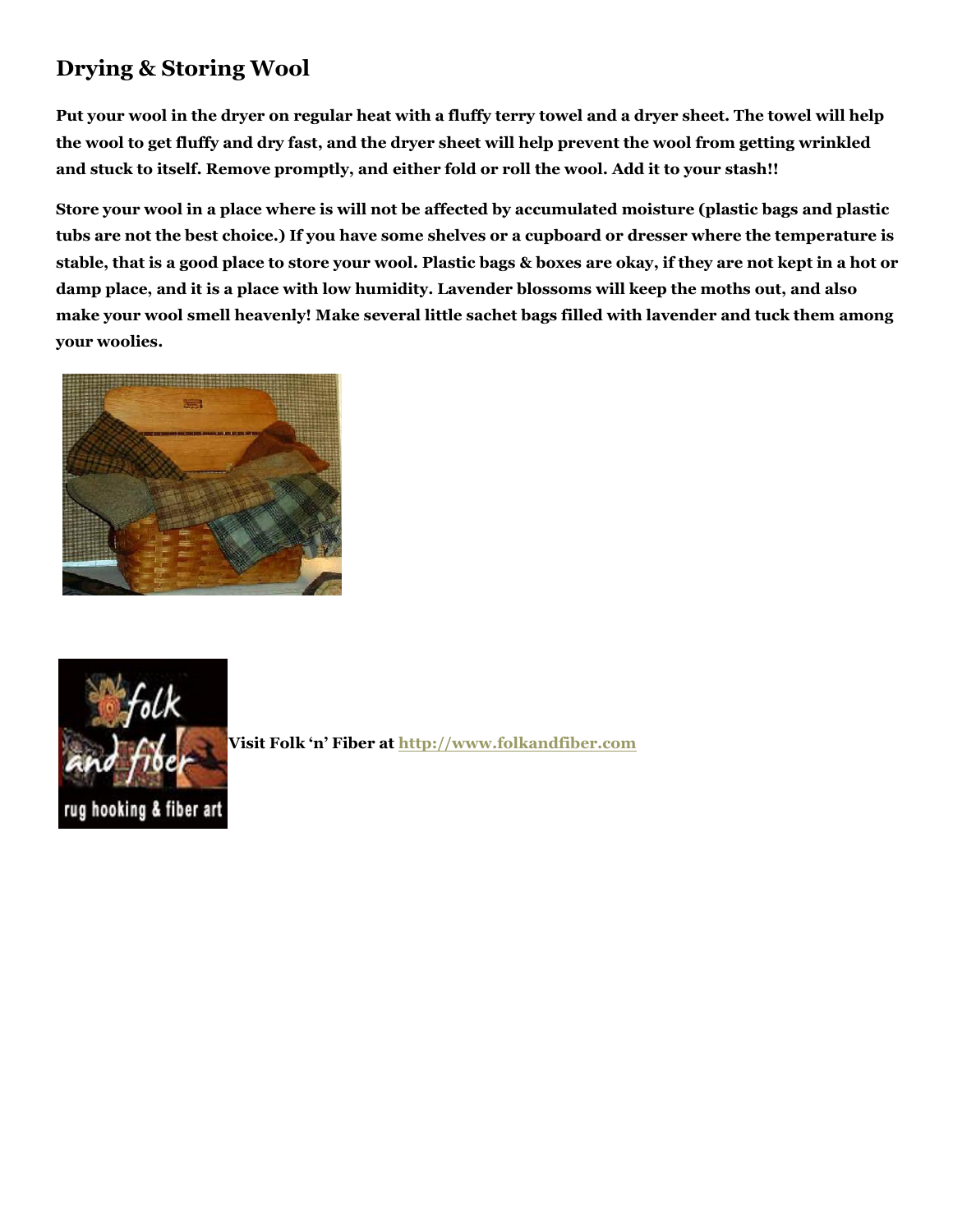## Drying & Storing Wool

**Put your wool in the dryer on regular heat with a fluffy terry towel and a dryer sheet. The towel will help the wool to get fluffy and dry fast, and the dryer sheet will help prevent the wool from getting wrinkled and stuck to itself. Remove promptly, and either fold or roll the wool. Add it to your stash!!**

**Store your wool in a place where is will not be affected by accumulated moisture (plastic bags and plastic tubs are not the best choice.) If you have some shelves or a cupboard or dresser where the temperature is stable, that is a good place to store your wool. Plastic bags & boxes are okay, if they are not kept in a hot or damp place, and it is a place with low humidity. Lavender blossoms will keep the moths out, and also make your wool smell heavenly! Make several little sachet bags filled with lavender and tuck them among your woolies.**

**Visit Folk 'n' Fiber at [http://www.folkandfiber.com](http://www.folkandfiber.com)**